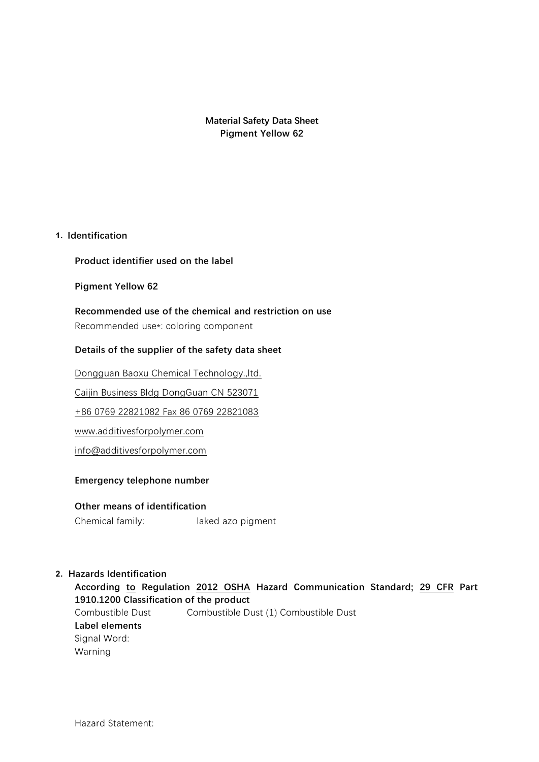**Material Safety Data Sheet**
**Pigment Yellow 62**

## 1. Identification

**Product identifier used on the label**

**Pigment Yellow 62**

**Recommended use of the chemical and restriction on use**

Recommended use*: coloring component

**Details of the supplier of the safety data sheet**

Dongguan Baoxu Chemical Technology.,ltd.

Caijin Business Bldg DongGuan CN 523071

+86 0769 22821082 Fax 86 0769 22821083

www.additivesforpolymer.com

info@additivesforpolymer.com

**Emergency telephone number**

**Other means of identification**

Chemical family: laked azo pigment

## 2. Hazards Identification

**According to Regulation 2012 OSHA Hazard Communication Standard; 29 CFR Part 1910.1200 Classification of the product**

Combustible Dust Combustible Dust (1) Combustible Dust

**Label elements**

Signal Word:

Warning

Hazard Statement: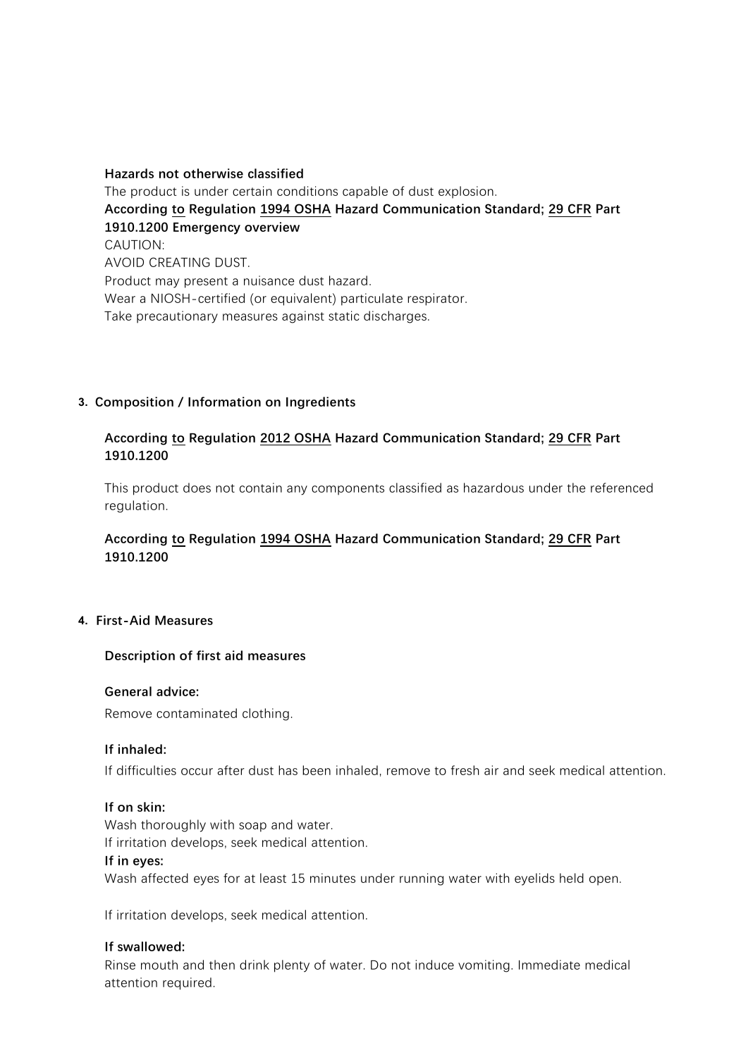**Hazards not otherwise classified**

The product is under certain conditions capable of dust explosion.

**According to Regulation 1994 OSHA Hazard Communication Standard; 29 CFR Part 1910.1200 Emergency overview**

CAUTION:

AVOID CREATING DUST.

Product may present a nuisance dust hazard.

Wear a NIOSH-certified (or equivalent) particulate respirator.

Take precautionary measures against static discharges.

## 3. Composition / Information on Ingredients

**According to Regulation 2012 OSHA Hazard Communication Standard; 29 CFR Part 1910.1200**

This product does not contain any components classified as hazardous under the referenced regulation.

**According to Regulation 1994 OSHA Hazard Communication Standard; 29 CFR Part 1910.1200**

## 4. First-Aid Measures

**Description of first aid measures**

**General advice:**

Remove contaminated clothing.

**If inhaled:**

If difficulties occur after dust has been inhaled, remove to fresh air and seek medical attention.

**If on skin:**

Wash thoroughly with soap and water.

If irritation develops, seek medical attention.

**If in eyes:**

Wash affected eyes for at least 15 minutes under running water with eyelids held open.

If irritation develops, seek medical attention.

**If swallowed:**

Rinse mouth and then drink plenty of water. Do not induce vomiting. Immediate medical attention required.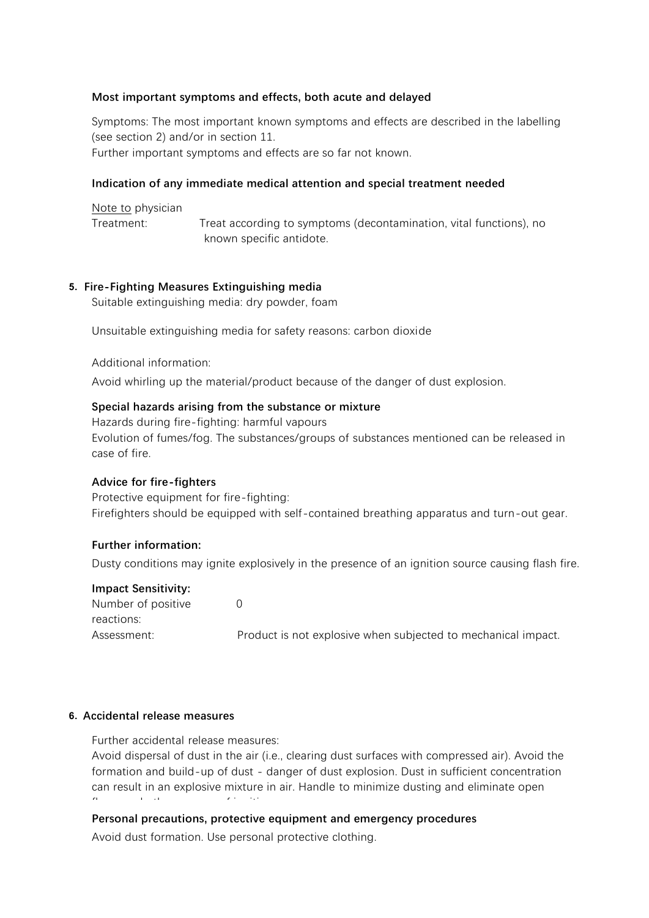### Most important symptoms and effects, both acute and delayed

Symptoms: The most important known symptoms and effects are described in the labelling (see section 2) and/or in section 11.
Further important symptoms and effects are so far not known.

### Indication of any immediate medical attention and special treatment needed

Note to physician
Treatment: Treat according to symptoms (decontamination, vital functions), no known specific antidote.

## 5. Fire-Fighting Measures Extinguishing media

Suitable extinguishing media: dry powder, foam

Unsuitable extinguishing media for safety reasons: carbon dioxide

Additional information:

Avoid whirling up the material/product because of the danger of dust explosion.

### Special hazards arising from the substance or mixture

Hazards during fire-fighting: harmful vapours
Evolution of fumes/fog. The substances/groups of substances mentioned can be released in case of fire.

### Advice for fire-fighters

Protective equipment for fire-fighting:
Firefighters should be equipped with self-contained breathing apparatus and turn-out gear.

### Further information:

Dusty conditions may ignite explosively in the presence of an ignition source causing flash fire.

### Impact Sensitivity:

Number of positive reactions: 0
Assessment: Product is not explosive when subjected to mechanical impact.

## 6. Accidental release measures

Further accidental release measures:
Avoid dispersal of dust in the air (i.e., clearing dust surfaces with compressed air). Avoid the formation and build-up of dust - danger of dust explosion. Dust in sufficient concentration can result in an explosive mixture in air. Handle to minimize dusting and eliminate open

### Personal precautions, protective equipment and emergency procedures

Avoid dust formation. Use personal protective clothing.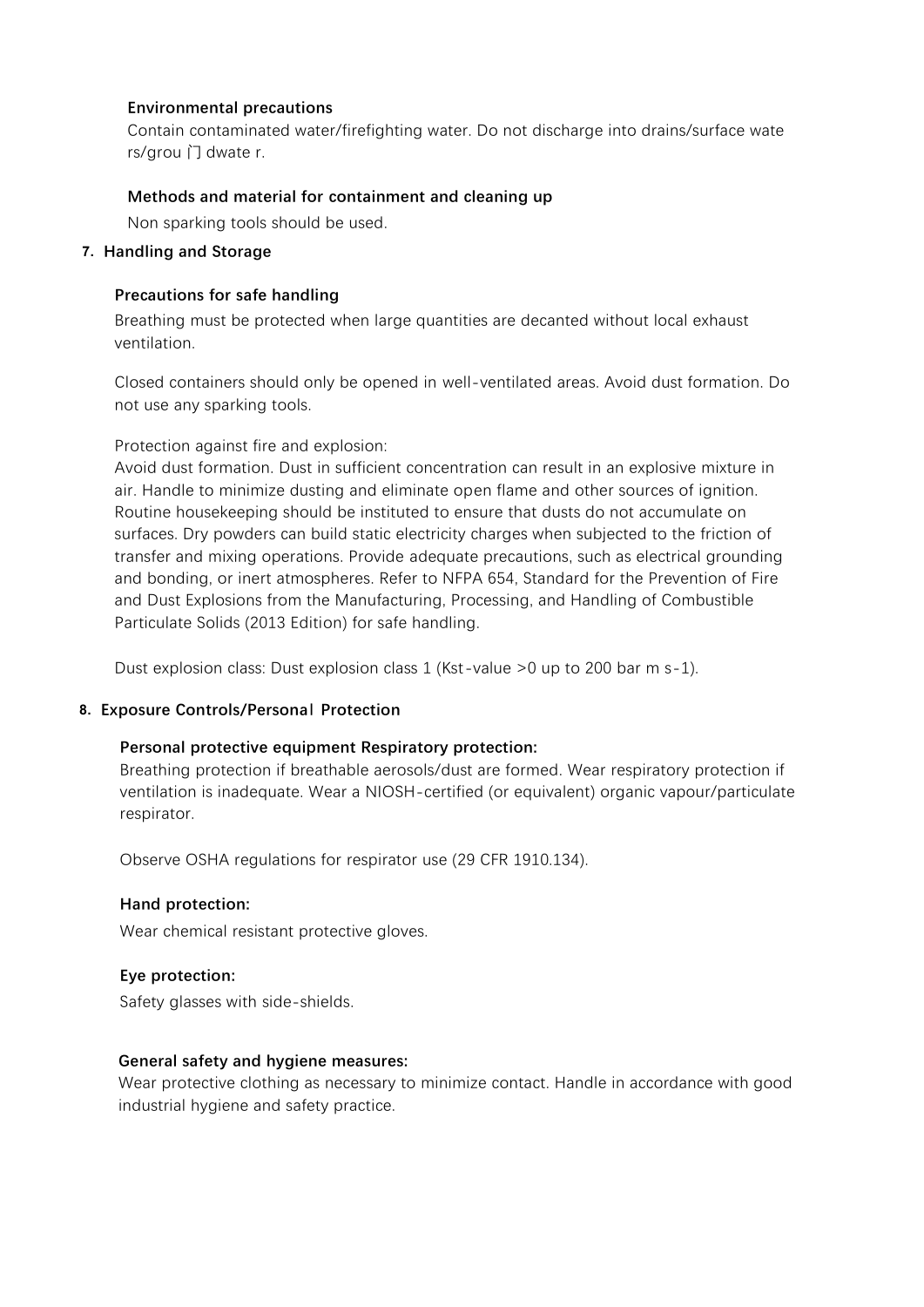#### Environmental precautions

Contain contaminated water/firefighting water. Do not discharge into drains/surface wate rs/grou 门 dwate r.

#### Methods and material for containment and cleaning up

Non sparking tools should be used.

## 7. Handling and Storage

#### Precautions for safe handling

Breathing must be protected when large quantities are decanted without local exhaust ventilation.

Closed containers should only be opened in well-ventilated areas. Avoid dust formation. Do not use any sparking tools.

Protection against fire and explosion:
Avoid dust formation. Dust in sufficient concentration can result in an explosive mixture in air. Handle to minimize dusting and eliminate open flame and other sources of ignition. Routine housekeeping should be instituted to ensure that dusts do not accumulate on surfaces. Dry powders can build static electricity charges when subjected to the friction of transfer and mixing operations. Provide adequate precautions, such as electrical grounding and bonding, or inert atmospheres. Refer to NFPA 654, Standard for the Prevention of Fire and Dust Explosions from the Manufacturing, Processing, and Handling of Combustible Particulate Solids (2013 Edition) for safe handling.

Dust explosion class: Dust explosion class 1 (Kst-value >0 up to 200 bar m $s^{-1}$).

## 8. Exposure Controls/Personal Protection

#### Personal protective equipment Respiratory protection:

Breathing protection if breathable aerosols/dust are formed. Wear respiratory protection if ventilation is inadequate. Wear a NIOSH-certified (or equivalent) organic vapour/particulate respirator.

Observe OSHA regulations for respirator use (29 CFR 1910.134).

#### Hand protection:

Wear chemical resistant protective gloves.

#### Eye protection:

Safety glasses with side-shields.

#### General safety and hygiene measures:

Wear protective clothing as necessary to minimize contact. Handle in accordance with good industrial hygiene and safety practice.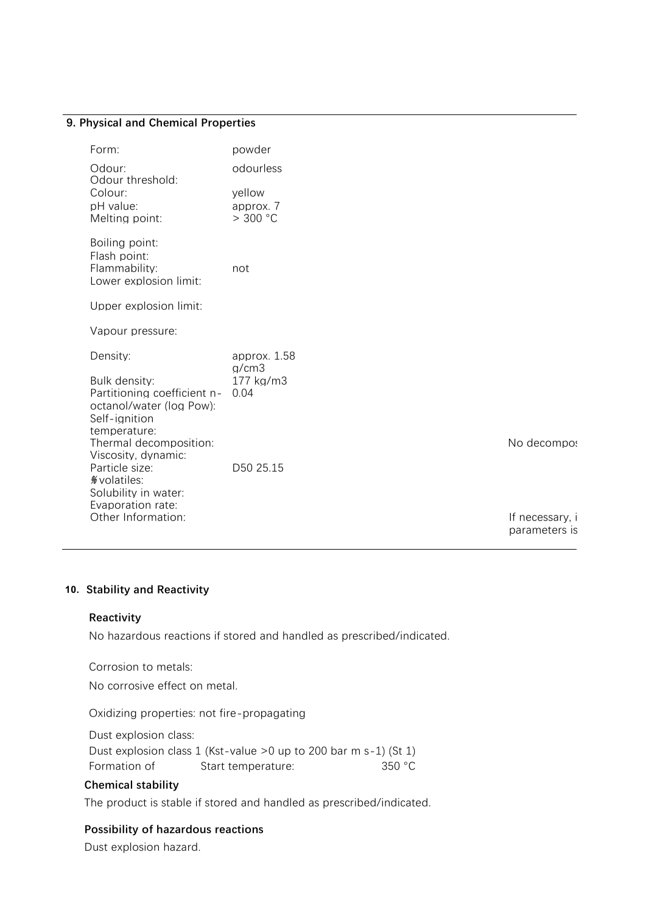## 9. Physical and Chemical Properties

| | | |
|---|---|---|
| Form: | powder | |
| Odour: | odourless | |
| Odour threshold: | | |
| Colour: | yellow | |
| pH value: | approx. 7 | |
| Melting point: | > 300 °C | |
| Boiling point: | | |
| Flash point: | | |
| Flammability: | not | |
| Lower explosion limit: | | |
| Upper explosion limit: | | |
| Vapour pressure: | | |
| Density: | approx. 1.58 g/cm3 | |
| Bulk density: | 177 kg/m3 | |
| Partitioning coefficient n-octanol/water (log Pow): | 0.04 | |
| Self-ignition temperature: | | |
| Thermal decomposition: | | No decompos |
| Viscosity, dynamic: | | |
| Particle size: | D50 25.15 | |
| % volatiles: | | |
| Solubility in water: | | |
| Evaporation rate: | | |
| Other Information: | | If necessary, i parameters is |

## 10. Stability and Reactivity

### Reactivity

No hazardous reactions if stored and handled as prescribed/indicated.

Corrosion to metals:

No corrosive effect on metal.

Oxidizing properties: not fire-propagating

Dust explosion class:

Dust explosion class 1 (Kst-value >0 up to 200 bar m s-1) (St 1)

Formation of Start temperature: 350 °C

### Chemical stability

The product is stable if stored and handled as prescribed/indicated.

### Possibility of hazardous reactions

Dust explosion hazard.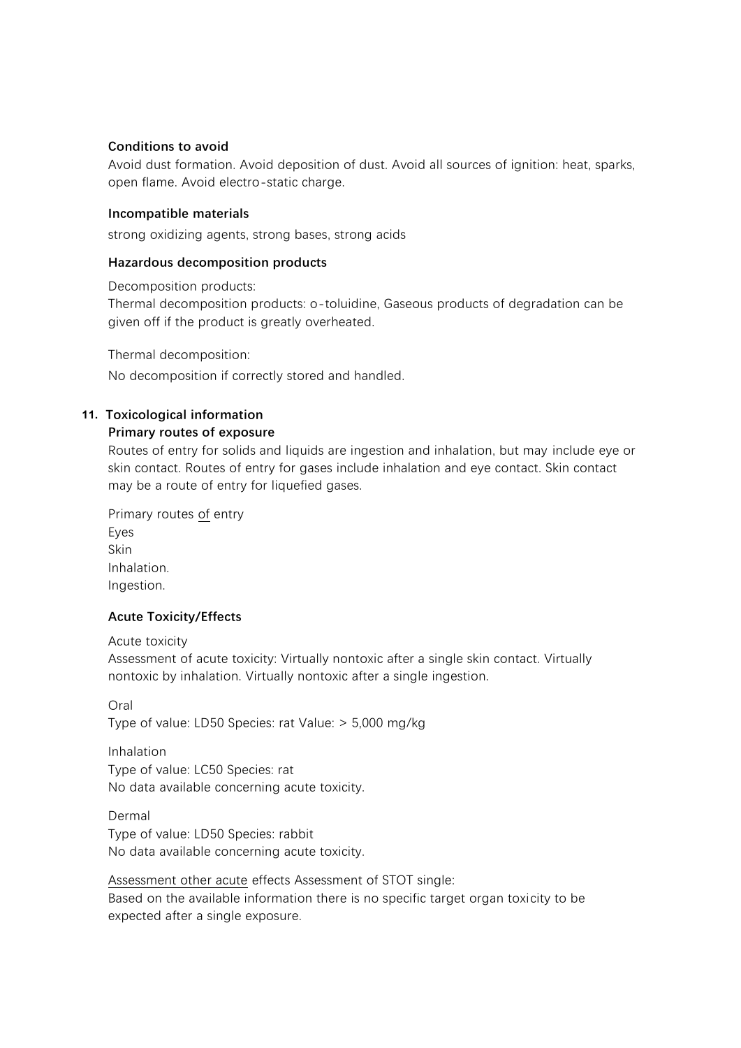#### Conditions to avoid

Avoid dust formation. Avoid deposition of dust. Avoid all sources of ignition: heat, sparks, open flame. Avoid electro-static charge.

#### Incompatible materials

strong oxidizing agents, strong bases, strong acids

#### Hazardous decomposition products

Decomposition products:
Thermal decomposition products: o-toluidine, Gaseous products of degradation can be given off if the product is greatly overheated.

Thermal decomposition:

No decomposition if correctly stored and handled.

## 11. Toxicological information

#### Primary routes of exposure

Routes of entry for solids and liquids are ingestion and inhalation, but may include eye or skin contact. Routes of entry for gases include inhalation and eye contact. Skin contact may be a route of entry for liquefied gases.

Primary routes of entry
Eyes
Skin
Inhalation.
Ingestion.

#### Acute Toxicity/Effects

Acute toxicity
Assessment of acute toxicity: Virtually nontoxic after a single skin contact. Virtually nontoxic by inhalation. Virtually nontoxic after a single ingestion.

Oral
Type of value: LD50 Species: rat Value: > 5,000 mg/kg

Inhalation
Type of value: LC50 Species: rat
No data available concerning acute toxicity.

Dermal
Type of value: LD50 Species: rabbit
No data available concerning acute toxicity.

Assessment other acute effects Assessment of STOT single:
Based on the available information there is no specific target organ toxicity to be expected after a single exposure.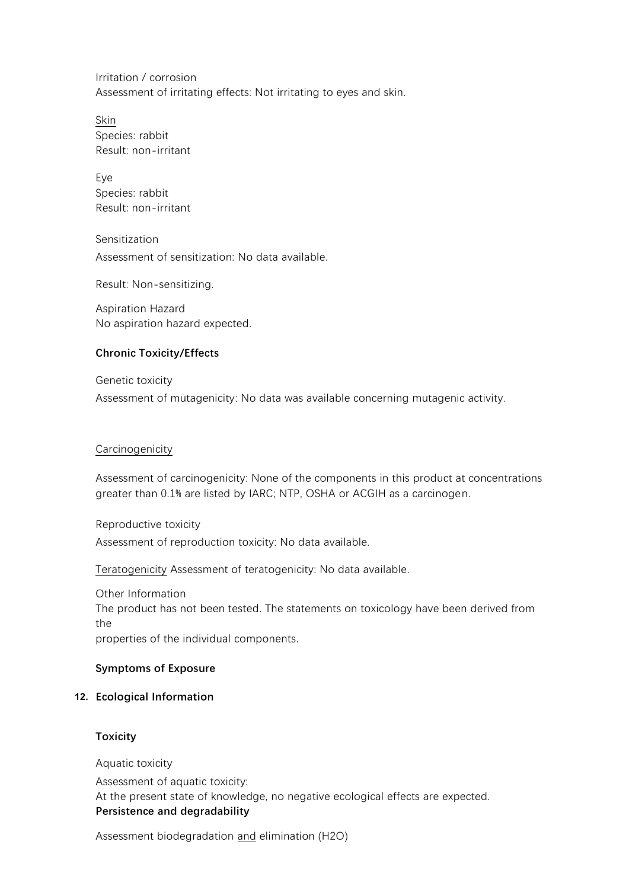Irritation / corrosion
Assessment of irritating effects: Not irritating to eyes and skin.

Skin
Species: rabbit
Result: non-irritant

Eye
Species: rabbit
Result: non-irritant

Sensitization

Assessment of sensitization: No data available.

Result: Non-sensitizing.

Aspiration Hazard
No aspiration hazard expected.

**Chronic Toxicity/Effects**

Genetic toxicity

Assessment of mutagenicity: No data was available concerning mutagenic activity.

Carcinogenicity

Assessment of carcinogenicity: None of the components in this product at concentrations greater than 0.1% are listed by IARC; NTP, OSHA or ACGIH as a carcinogen.

Reproductive toxicity

Assessment of reproduction toxicity: No data available.

Teratogenicity Assessment of teratogenicity: No data available.

Other Information
The product has not been tested. The statements on toxicology have been derived from the
properties of the individual components.

**Symptoms of Exposure**

## 12. Ecological Information

**Toxicity**

Aquatic toxicity

Assessment of aquatic toxicity:
At the present state of knowledge, no negative ecological effects are expected.

**Persistence and degradability**

Assessment biodegradation and elimination ($H_2O$)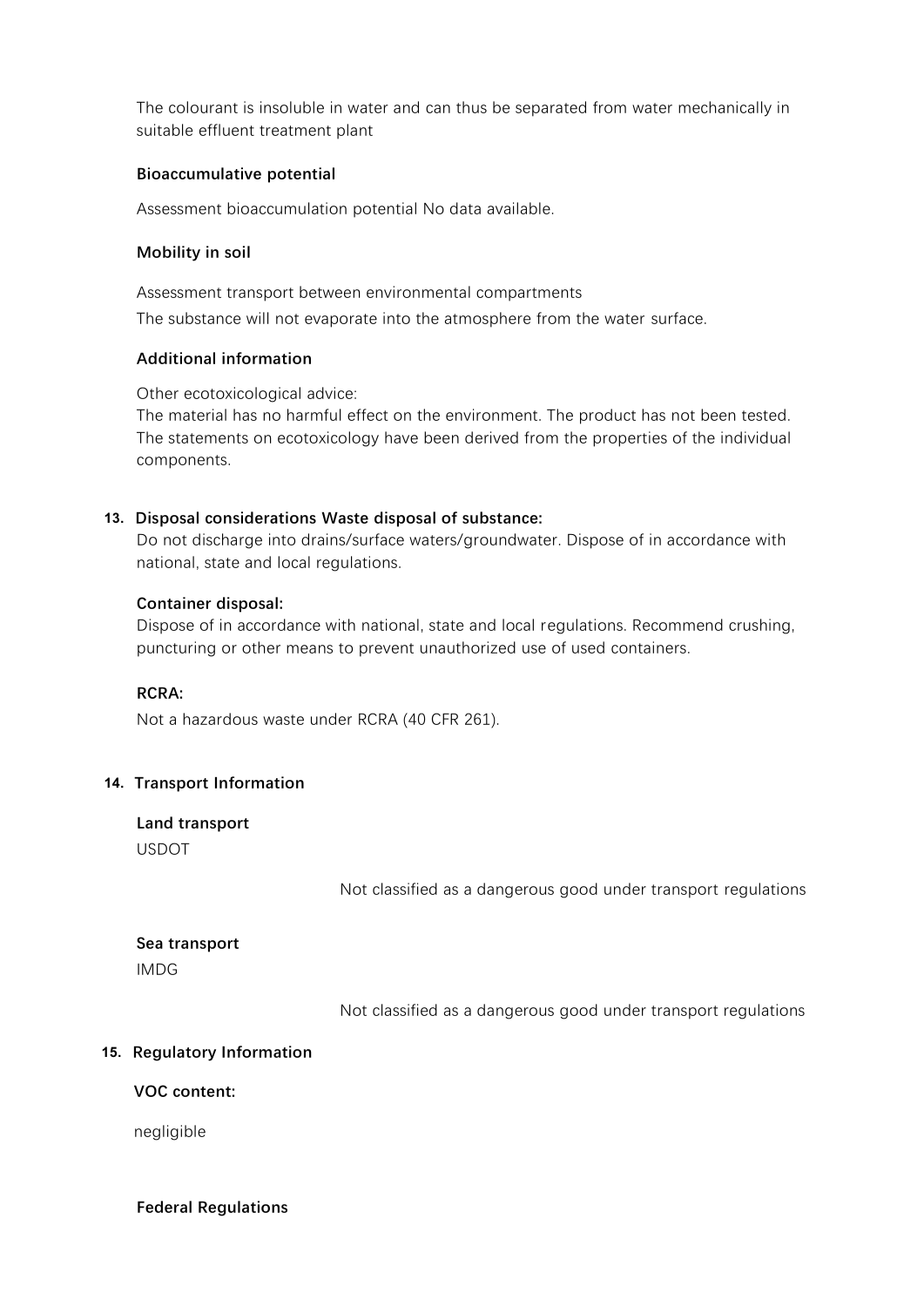The colourant is insoluble in water and can thus be separated from water mechanically in suitable effluent treatment plant

**Bioaccumulative potential**

Assessment bioaccumulation potential No data available.

**Mobility in soil**

Assessment transport between environmental compartments

The substance will not evaporate into the atmosphere from the water surface.

**Additional information**

Other ecotoxicological advice:
The material has no harmful effect on the environment. The product has not been tested. The statements on ecotoxicology have been derived from the properties of the individual components.

## 13. Disposal considerations Waste disposal of substance:

Do not discharge into drains/surface waters/groundwater. Dispose of in accordance with national, state and local regulations.

**Container disposal:**
Dispose of in accordance with national, state and local regulations. Recommend crushing, puncturing or other means to prevent unauthorized use of used containers.

**RCRA:**

Not a hazardous waste under RCRA (40 CFR 261).

## 14. Transport Information

**Land transport**
USDOT

Not classified as a dangerous good under transport regulations

**Sea transport**
IMDG

Not classified as a dangerous good under transport regulations

## 15. Regulatory Information

**VOC content:**

negligible

**Federal Regulations**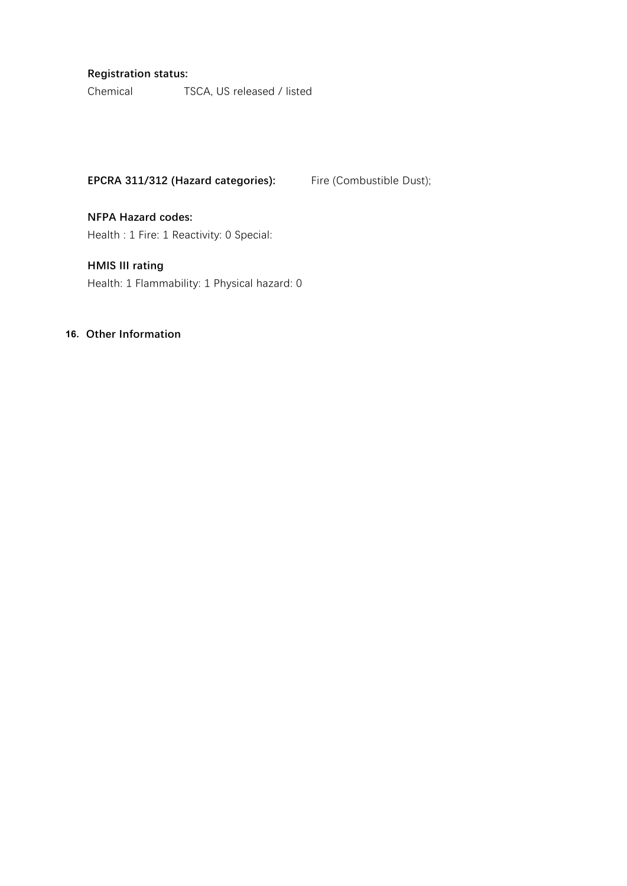**Registration status:**

Chemical TSCA, US released / listed

**EPCRA 311/312 (Hazard categories):** Fire (Combustible Dust);

**NFPA Hazard codes:**

Health : 1 Fire: 1 Reactivity: 0 Special:

**HMIS III rating**

Health: 1 Flammability: 1 Physical hazard: 0

## 16. Other Information